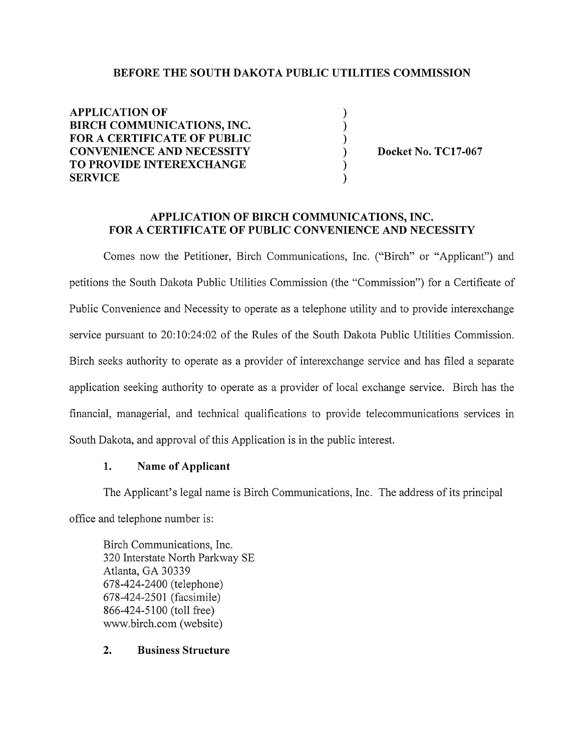**BEFORE THE SOUTH DAKOTA PUBLIC UTILITIES COMMISSION**

| | | |
|---|---|---|
| **APPLICATION OF BIRCH COMMUNICATIONS, INC. FOR A CERTIFICATE OF PUBLIC CONVENIENCE AND NECESSITY TO PROVIDE INTEREXCHANGE SERVICE** | ) ) ) ) ) ) | **Docket No. TC17-067** |

**APPLICATION OF BIRCH COMMUNICATIONS, INC. FOR A CERTIFICATE OF PUBLIC CONVENIENCE AND NECESSITY**

Comes now the Petitioner, Birch Communications, Inc. ("Birch" or "Applicant") and petitions the South Dakota Public Utilities Commission (the "Commission") for a Certificate of Public Convenience and Necessity to operate as a telephone utility and to provide interexchange service pursuant to 20:10:24:02 of the Rules of the South Dakota Public Utilities Commission. Birch seeks authority to operate as a provider of interexchange service and has filed a separate application seeking authority to operate as a provider of local exchange service. Birch has the financial, managerial, and technical qualifications to provide telecommunications services in South Dakota, and approval of this Application is in the public interest.

### 1. Name of Applicant

The Applicant's legal name is Birch Communications, Inc. The address of its principal office and telephone number is:

Birch Communications, Inc.
320 Interstate North Parkway SE
Atlanta, GA 30339
678-424-2400 (telephone)
678-424-2501 (facsimile)
866-424-5100 (toll free)
www.birch.com (website)

### 2. Business Structure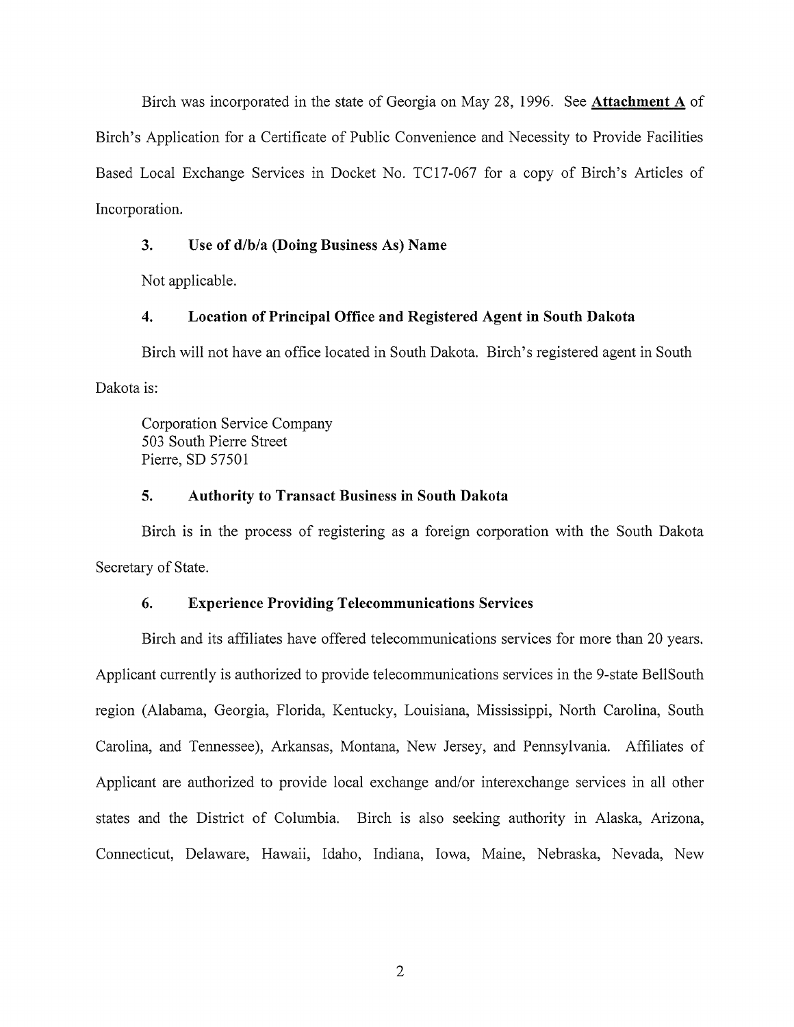Birch was incorporated in the state of Georgia on May 28, 1996. See **Attachment A** of Birch's Application for a Certificate of Public Convenience and Necessity to Provide Facilities Based Local Exchange Services in Docket No. TC17-067 for a copy of Birch's Articles of Incorporation.

### 3. Use of d/b/a (Doing Business As) Name

Not applicable.

### 4. Location of Principal Office and Registered Agent in South Dakota

Birch will not have an office located in South Dakota. Birch's registered agent in South Dakota is:

Corporation Service Company
503 South Pierre Street
Pierre, SD 57501

### 5. Authority to Transact Business in South Dakota

Birch is in the process of registering as a foreign corporation with the South Dakota Secretary of State.

### 6. Experience Providing Telecommunications Services

Birch and its affiliates have offered telecommunications services for more than 20 years. Applicant currently is authorized to provide telecommunications services in the 9-state BellSouth region (Alabama, Georgia, Florida, Kentucky, Louisiana, Mississippi, North Carolina, South Carolina, and Tennessee), Arkansas, Montana, New Jersey, and Pennsylvania. Affiliates of Applicant are authorized to provide local exchange and/or interexchange services in all other states and the District of Columbia. Birch is also seeking authority in Alaska, Arizona, Connecticut, Delaware, Hawaii, Idaho, Indiana, Iowa, Maine, Nebraska, Nevada, New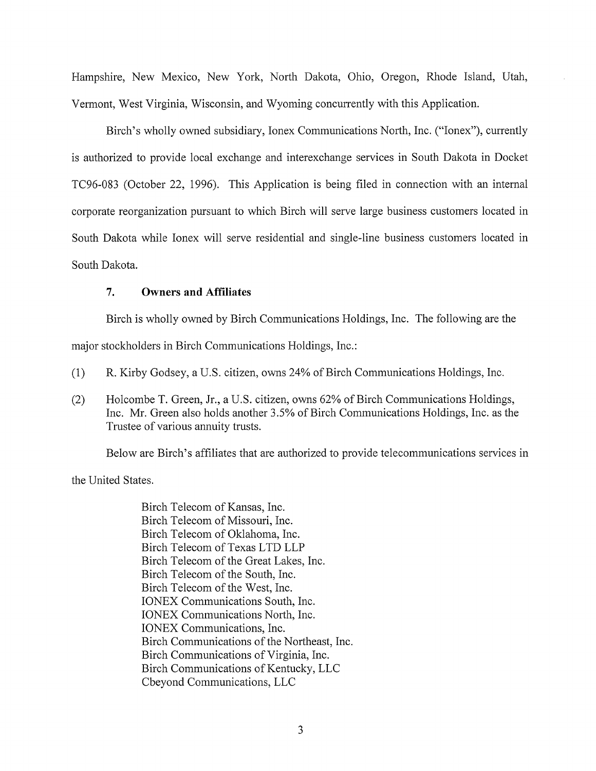Hampshire, New Mexico, New York, North Dakota, Ohio, Oregon, Rhode Island, Utah, Vermont, West Virginia, Wisconsin, and Wyoming concurrently with this Application.

Birch's wholly owned subsidiary, Ionex Communications North, Inc. ("Ionex"), currently is authorized to provide local exchange and interexchange services in South Dakota in Docket TC96-083 (October 22, 1996). This Application is being filed in connection with an internal corporate reorganization pursuant to which Birch will serve large business customers located in South Dakota while Ionex will serve residential and single-line business customers located in South Dakota.

### 7. Owners and Affiliates

Birch is wholly owned by Birch Communications Holdings, Inc. The following are the major stockholders in Birch Communications Holdings, Inc.:

(1) R. Kirby Godsey, a U.S. citizen, owns 24% of Birch Communications Holdings, Inc.

(2) Holcombe T. Green, Jr., a U.S. citizen, owns 62% of Birch Communications Holdings, Inc. Mr. Green also holds another 3.5% of Birch Communications Holdings, Inc. as the Trustee of various annuity trusts.

Below are Birch's affiliates that are authorized to provide telecommunications services in the United States.

Birch Telecom of Kansas, Inc.
Birch Telecom of Missouri, Inc.
Birch Telecom of Oklahoma, Inc.
Birch Telecom of Texas LTD LLP
Birch Telecom of the Great Lakes, Inc.
Birch Telecom of the South, Inc.
Birch Telecom of the West, Inc.
IONEX Communications South, Inc.
IONEX Communications North, Inc.
IONEX Communications, Inc.
Birch Communications of the Northeast, Inc.
Birch Communications of Virginia, Inc.
Birch Communications of Kentucky, LLC
Cbeyond Communications, LLC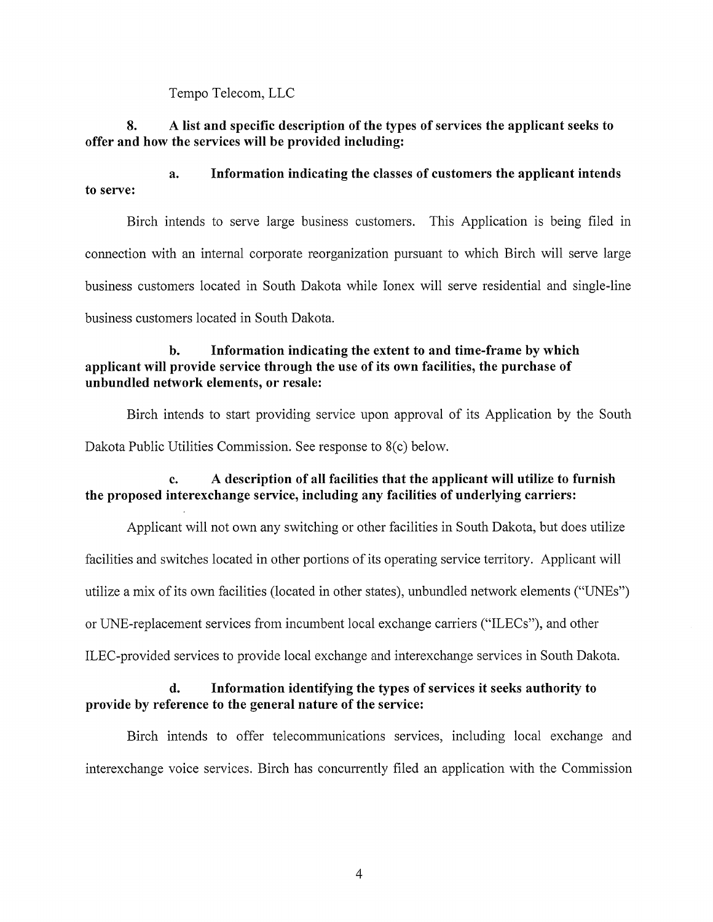Tempo Telecom, LLC

**8. A list and specific description of the types of services the applicant seeks to offer and how the services will be provided including:**

**a. Information indicating the classes of customers the applicant intends to serve:**

Birch intends to serve large business customers. This Application is being filed in connection with an internal corporate reorganization pursuant to which Birch will serve large business customers located in South Dakota while Ionex will serve residential and single-line business customers located in South Dakota.

**b. Information indicating the extent to and time-frame by which applicant will provide service through the use of its own facilities, the purchase of unbundled network elements, or resale:**

Birch intends to start providing service upon approval of its Application by the South Dakota Public Utilities Commission. See response to 8(c) below.

**c. A description of all facilities that the applicant will utilize to furnish the proposed interexchange service, including any facilities of underlying carriers:**

Applicant will not own any switching or other facilities in South Dakota, but does utilize facilities and switches located in other portions of its operating service territory. Applicant will utilize a mix of its own facilities (located in other states), unbundled network elements ("UNEs") or UNE-replacement services from incumbent local exchange carriers ("ILECs"), and other ILEC-provided services to provide local exchange and interexchange services in South Dakota.

**d. Information identifying the types of services it seeks authority to provide by reference to the general nature of the service:**

Birch intends to offer telecommunications services, including local exchange and interexchange voice services. Birch has concurrently filed an application with the Commission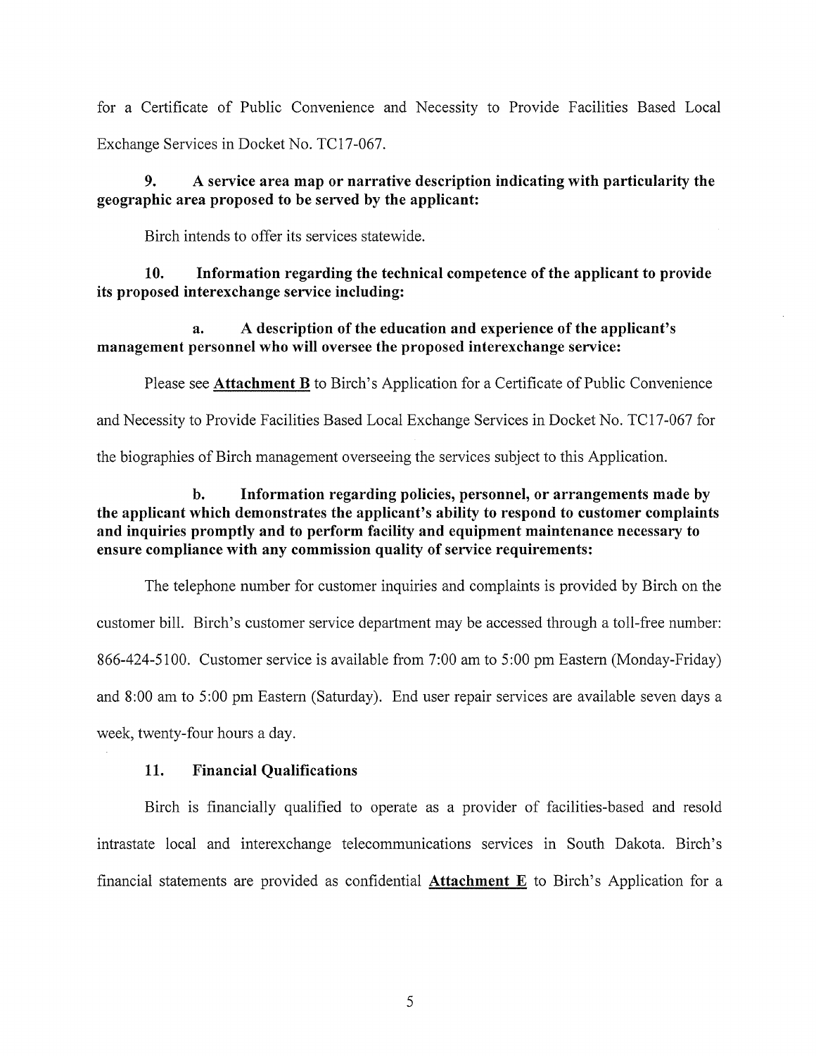for a Certificate of Public Convenience and Necessity to Provide Facilities Based Local Exchange Services in Docket No. TC17-067.

**9. A service area map or narrative description indicating with particularity the geographic area proposed to be served by the applicant:**

Birch intends to offer its services statewide.

**10. Information regarding the technical competence of the applicant to provide its proposed interexchange service including:**

**a. A description of the education and experience of the applicant's management personnel who will oversee the proposed interexchange service:**

Please see **Attachment B** to Birch's Application for a Certificate of Public Convenience and Necessity to Provide Facilities Based Local Exchange Services in Docket No. TC17-067 for the biographies of Birch management overseeing the services subject to this Application.

**b. Information regarding policies, personnel, or arrangements made by the applicant which demonstrates the applicant's ability to respond to customer complaints and inquiries promptly and to perform facility and equipment maintenance necessary to ensure compliance with any commission quality of service requirements:**

The telephone number for customer inquiries and complaints is provided by Birch on the customer bill. Birch's customer service department may be accessed through a toll-free number: 866-424-5100. Customer service is available from 7:00 am to 5:00 pm Eastern (Monday-Friday) and 8:00 am to 5:00 pm Eastern (Saturday). End user repair services are available seven days a week, twenty-four hours a day.

**11. Financial Qualifications**

Birch is financially qualified to operate as a provider of facilities-based and resold intrastate local and interexchange telecommunications services in South Dakota. Birch's financial statements are provided as confidential **Attachment E** to Birch's Application for a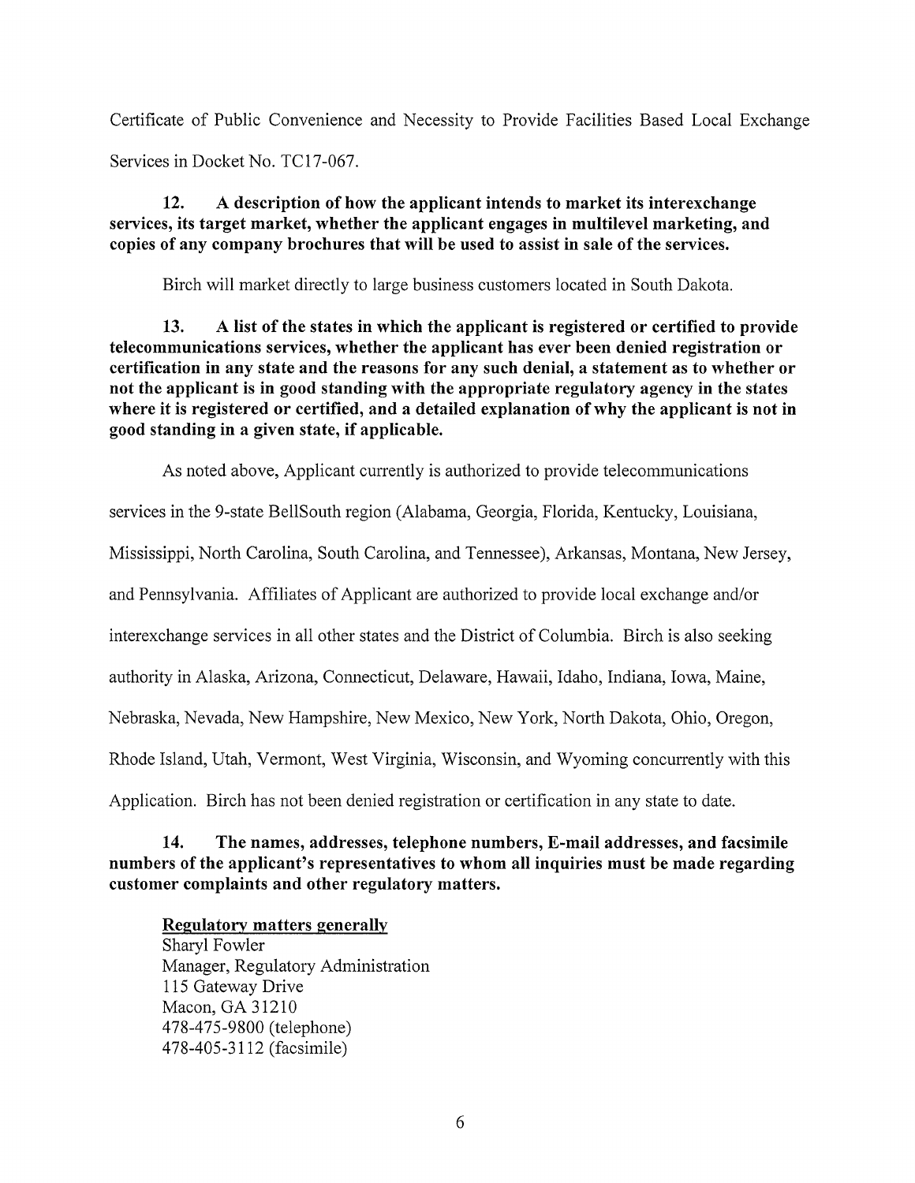Certificate of Public Convenience and Necessity to Provide Facilities Based Local Exchange Services in Docket No. TC17-067.

**12. A description of how the applicant intends to market its interexchange services, its target market, whether the applicant engages in multilevel marketing, and copies of any company brochures that will be used to assist in sale of the services.**

Birch will market directly to large business customers located in South Dakota.

**13. A list of the states in which the applicant is registered or certified to provide telecommunications services, whether the applicant has ever been denied registration or certification in any state and the reasons for any such denial, a statement as to whether or not the applicant is in good standing with the appropriate regulatory agency in the states where it is registered or certified, and a detailed explanation of why the applicant is not in good standing in a given state, if applicable.**

As noted above, Applicant currently is authorized to provide telecommunications services in the 9-state BellSouth region (Alabama, Georgia, Florida, Kentucky, Louisiana, Mississippi, North Carolina, South Carolina, and Tennessee), Arkansas, Montana, New Jersey, and Pennsylvania. Affiliates of Applicant are authorized to provide local exchange and/or interexchange services in all other states and the District of Columbia. Birch is also seeking authority in Alaska, Arizona, Connecticut, Delaware, Hawaii, Idaho, Indiana, Iowa, Maine, Nebraska, Nevada, New Hampshire, New Mexico, New York, North Dakota, Ohio, Oregon, Rhode Island, Utah, Vermont, West Virginia, Wisconsin, and Wyoming concurrently with this Application. Birch has not been denied registration or certification in any state to date.

**14. The names, addresses, telephone numbers, E-mail addresses, and facsimile numbers of the applicant's representatives to whom all inquiries must be made regarding customer complaints and other regulatory matters.**

**<u>Regulatory matters generally</u>**
Sharyl Fowler
Manager, Regulatory Administration
115 Gateway Drive
Macon, GA 31210
478-475-9800 (telephone)
478-405-3112 (facsimile)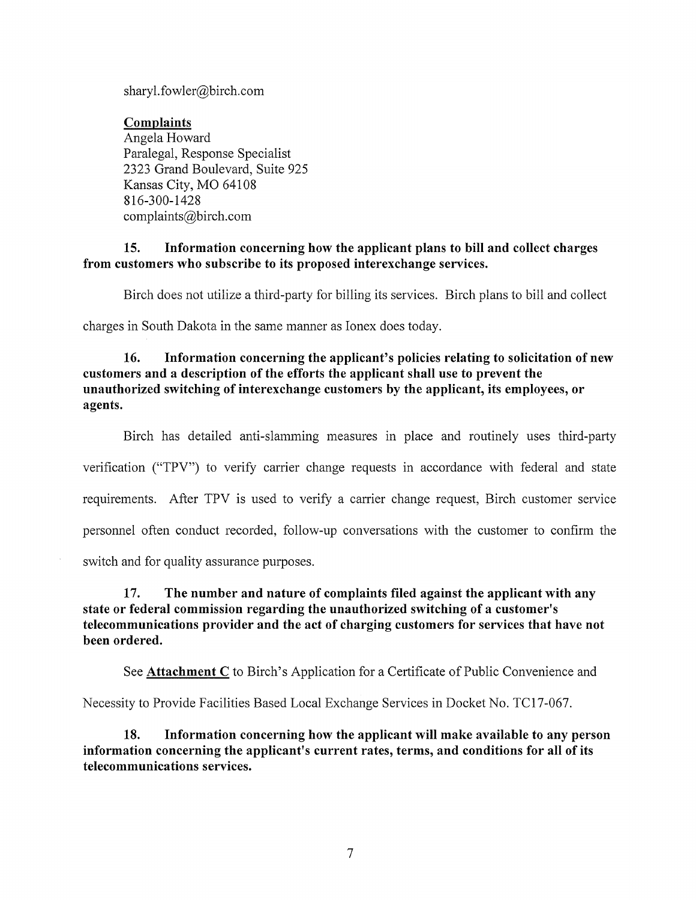sharyl.fowler@birch.com

**Complaints**
Angela Howard
Paralegal, Response Specialist
2323 Grand Boulevard, Suite 925
Kansas City, MO 64108
816-300-1428
complaints@birch.com

**15. Information concerning how the applicant plans to bill and collect charges from customers who subscribe to its proposed interexchange services.**

Birch does not utilize a third-party for billing its services. Birch plans to bill and collect charges in South Dakota in the same manner as Ionex does today.

**16. Information concerning the applicant's policies relating to solicitation of new customers and a description of the efforts the applicant shall use to prevent the unauthorized switching of interexchange customers by the applicant, its employees, or agents.**

Birch has detailed anti-slamming measures in place and routinely uses third-party verification ("TPV") to verify carrier change requests in accordance with federal and state requirements. After TPV is used to verify a carrier change request, Birch customer service personnel often conduct recorded, follow-up conversations with the customer to confirm the switch and for quality assurance purposes.

**17. The number and nature of complaints filed against the applicant with any state or federal commission regarding the unauthorized switching of a customer's telecommunications provider and the act of charging customers for services that have not been ordered.**

See **Attachment C** to Birch's Application for a Certificate of Public Convenience and Necessity to Provide Facilities Based Local Exchange Services in Docket No. TC17-067.

**18. Information concerning how the applicant will make available to any person information concerning the applicant's current rates, terms, and conditions for all of its telecommunications services.**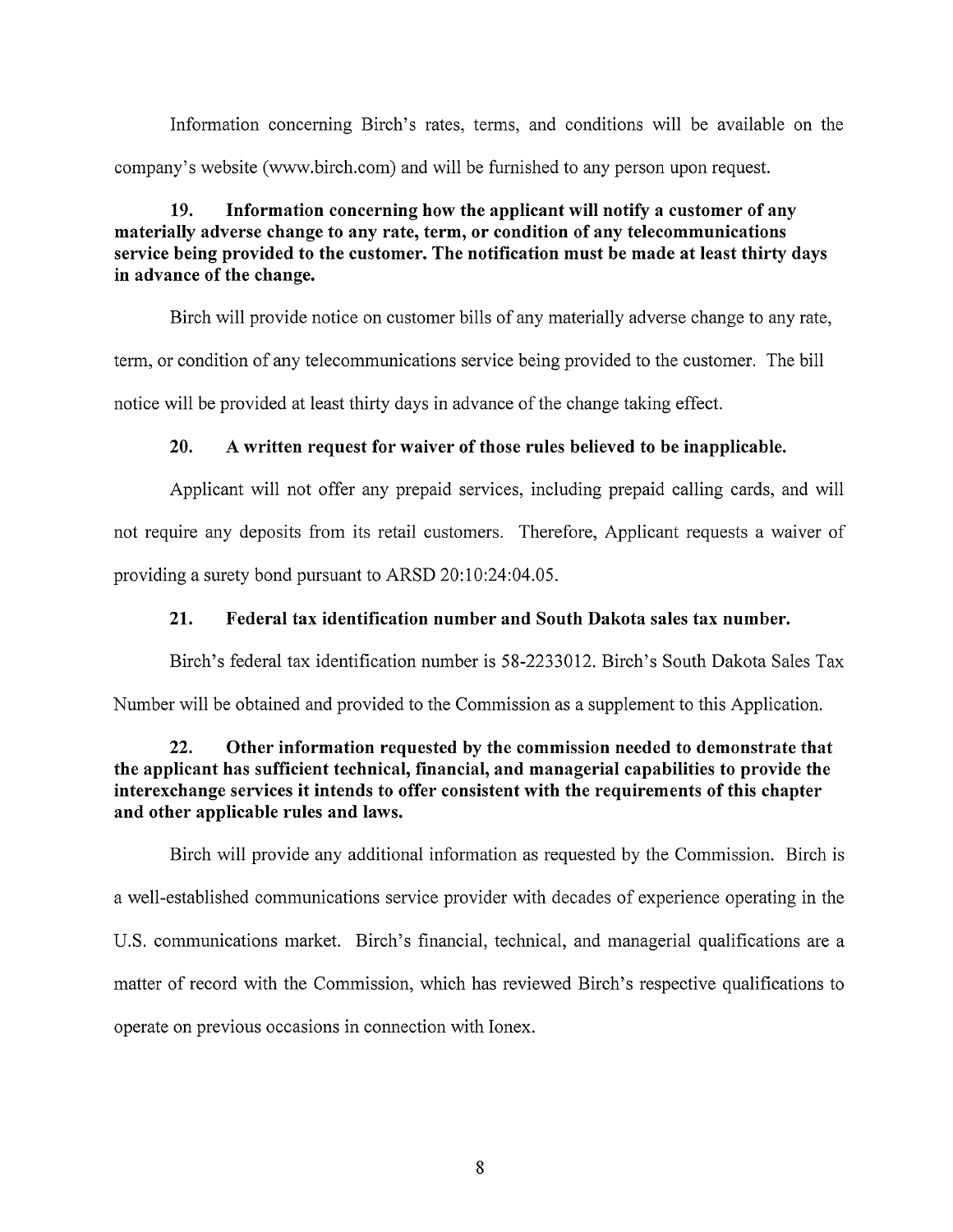Information concerning Birch's rates, terms, and conditions will be available on the company's website (www.birch.com) and will be furnished to any person upon request.

**19. Information concerning how the applicant will notify a customer of any materially adverse change to any rate, term, or condition of any telecommunications service being provided to the customer. The notification must be made at least thirty days in advance of the change.**

Birch will provide notice on customer bills of any materially adverse change to any rate, term, or condition of any telecommunications service being provided to the customer. The bill notice will be provided at least thirty days in advance of the change taking effect.

**20. A written request for waiver of those rules believed to be inapplicable.**

Applicant will not offer any prepaid services, including prepaid calling cards, and will not require any deposits from its retail customers. Therefore, Applicant requests a waiver of providing a surety bond pursuant to ARSD 20:10:24:04.05.

**21. Federal tax identification number and South Dakota sales tax number.**

Birch's federal tax identification number is 58-2233012. Birch's South Dakota Sales Tax Number will be obtained and provided to the Commission as a supplement to this Application.

**22. Other information requested by the commission needed to demonstrate that the applicant has sufficient technical, financial, and managerial capabilities to provide the interexchange services it intends to offer consistent with the requirements of this chapter and other applicable rules and laws.**

Birch will provide any additional information as requested by the Commission. Birch is a well-established communications service provider with decades of experience operating in the U.S. communications market. Birch's financial, technical, and managerial qualifications are a matter of record with the Commission, which has reviewed Birch's respective qualifications to operate on previous occasions in connection with Ionex.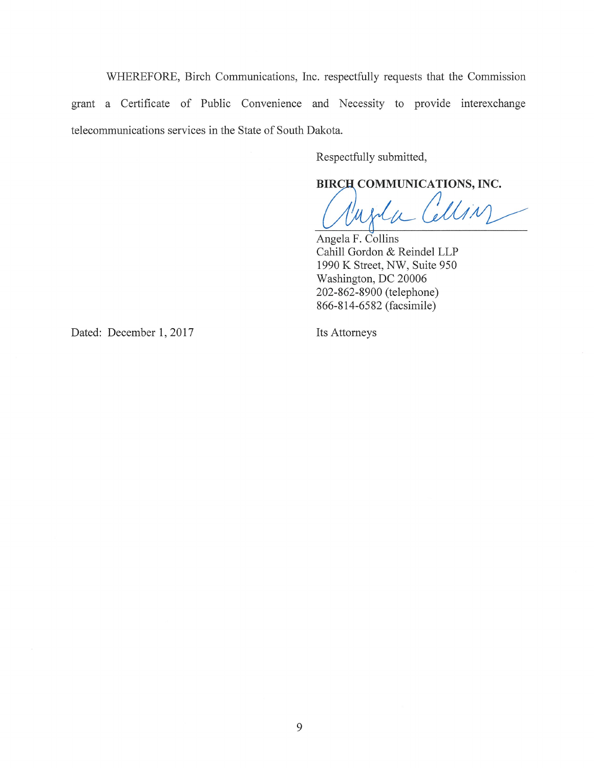WHEREFORE, Birch Communications, Inc. respectfully requests that the Commission grant a Certificate of Public Convenience and Necessity to provide interexchange telecommunications services in the State of South Dakota.

Respectfully submitted,

**BIRCH COMMUNICATIONS, INC.**

Angela F. Collins
Cahill Gordon & Reindel LLP
1990 K Street, NW, Suite 950
Washington, DC 20006
202-862-8900 (telephone)
866-814-6582 (facsimile)

Its Attorneys

Dated: December 1, 2017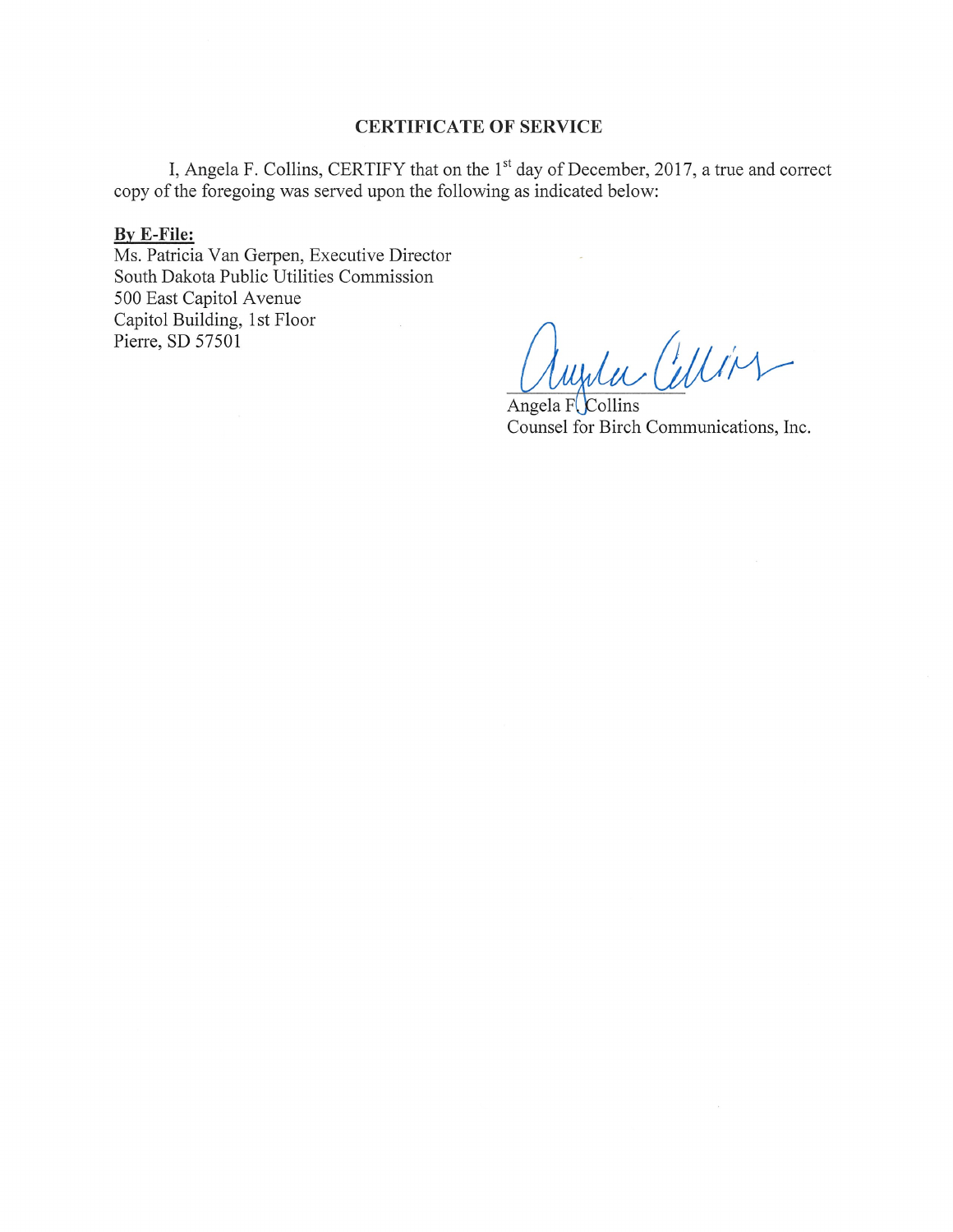## CERTIFICATE OF SERVICE

I, Angela F. Collins, CERTIFY that on the 1st day of December, 2017, a true and correct copy of the foregoing was served upon the following as indicated below:

**By E-File:**
Ms. Patricia Van Gerpen, Executive Director
South Dakota Public Utilities Commission
500 East Capitol Avenue
Capitol Building, 1st Floor
Pierre, SD 57501

Angela F. Collins
Counsel for Birch Communications, Inc.